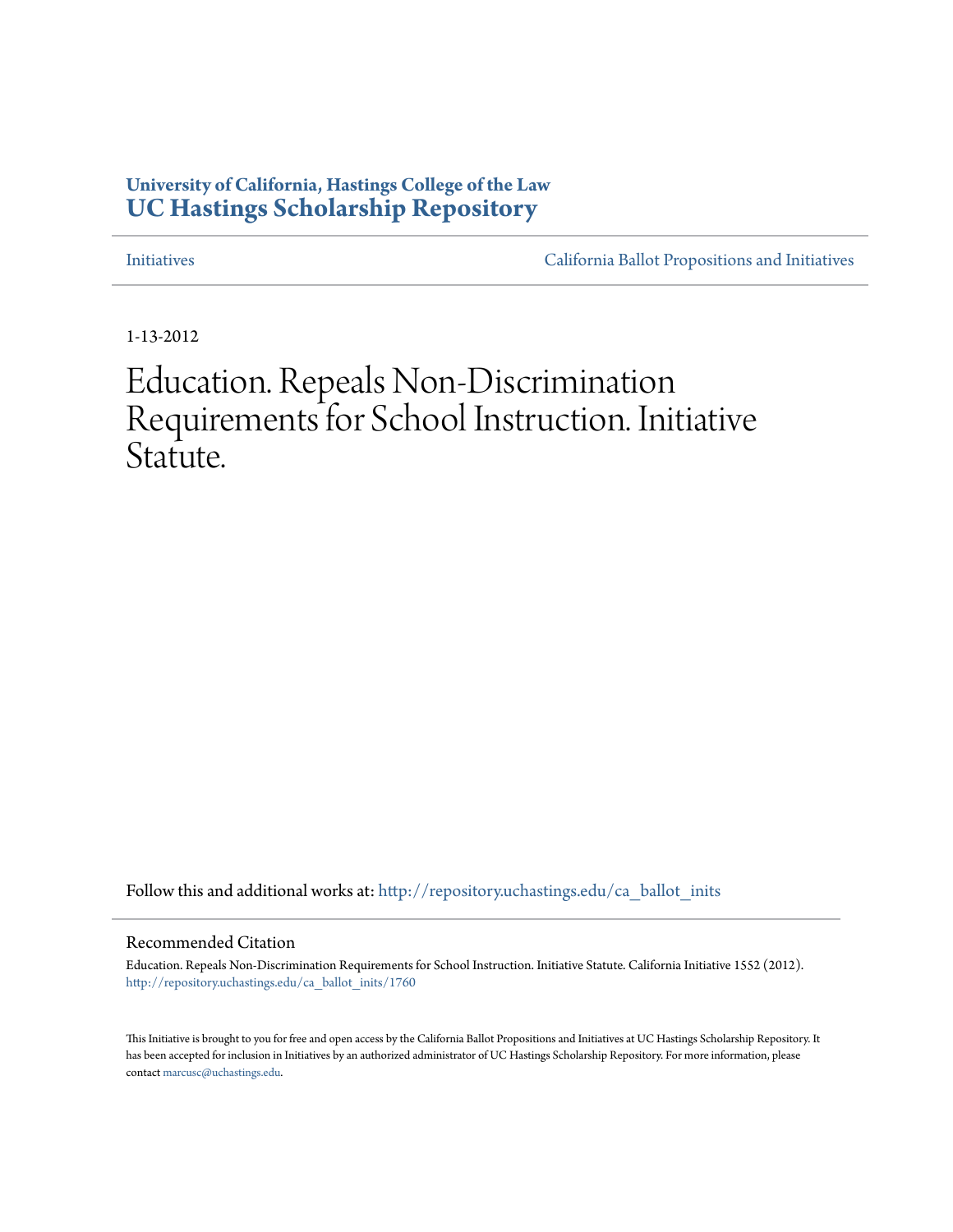**University of California, Hastings College of the Law**
**UC Hastings Scholarship Repository**

Initiatives | California Ballot Propositions and Initiatives

1-13-2012

# Education. Repeals Non-Discrimination Requirements for School Instruction. Initiative Statute.

Follow this and additional works at: http://repository.uchastings.edu/ca_ballot_inits

## Recommended Citation

Education. Repeals Non-Discrimination Requirements for School Instruction. Initiative Statute. California Initiative 1552 (2012).
http://repository.uchastings.edu/ca_ballot_inits/1760

This Initiative is brought to you for free and open access by the California Ballot Propositions and Initiatives at UC Hastings Scholarship Repository. It has been accepted for inclusion in Initiatives by an authorized administrator of UC Hastings Scholarship Repository. For more information, please contact marcusc@uchastings.edu.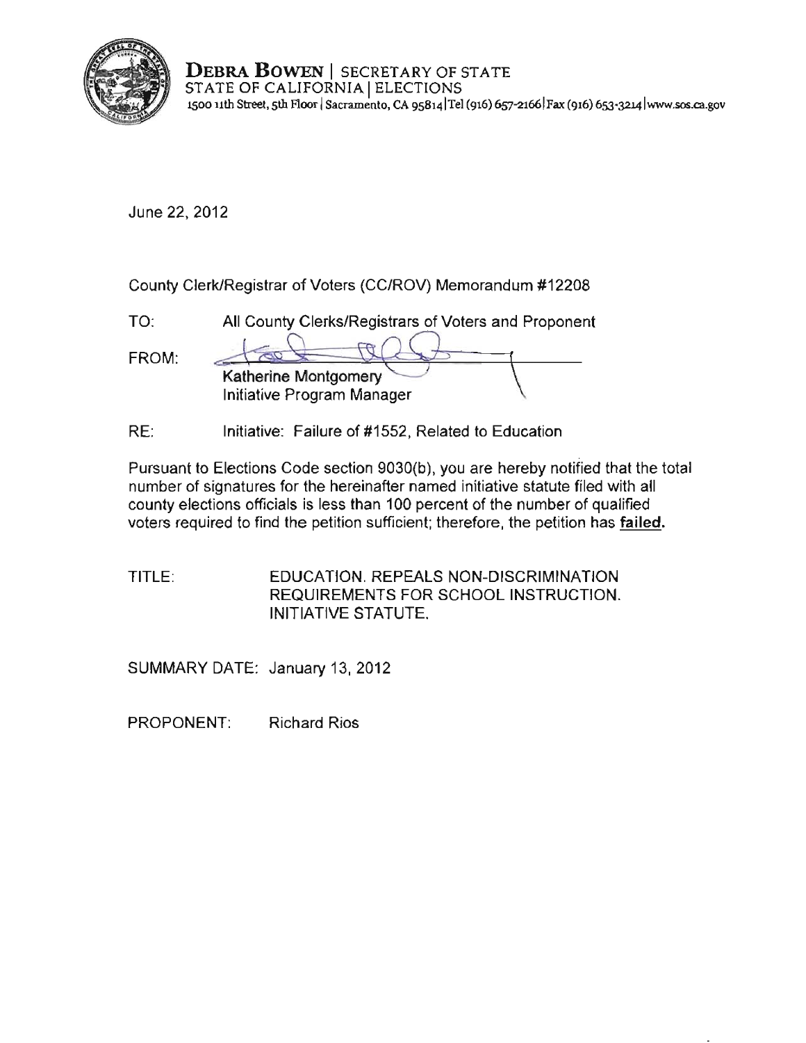**DEBRA BOWEN** | SECRETARY OF STATE
STATE OF CALIFORNIA | ELECTIONS
1500 11th Street, 5th Floor | Sacramento, CA 95814 | Tel (916) 657-2166 | Fax (916) 653-3214 | www.sos.ca.gov

June 22, 2012

County Clerk/Registrar of Voters (CC/ROV) Memorandum #12208

TO: All County Clerks/Registrars of Voters and Proponent

FROM: Katherine Montgomery
Initiative Program Manager

RE: Initiative: Failure of #1552, Related to Education

Pursuant to Elections Code section 9030(b), you are hereby notified that the total number of signatures for the hereinafter named initiative statute filed with all county elections officials is less than 100 percent of the number of qualified voters required to find the petition sufficient; therefore, the petition has **failed.**

TITLE: EDUCATION. REPEALS NON-DISCRIMINATION REQUIREMENTS FOR SCHOOL INSTRUCTION. INITIATIVE STATUTE.

SUMMARY DATE: January 13, 2012

PROPONENT: Richard Rios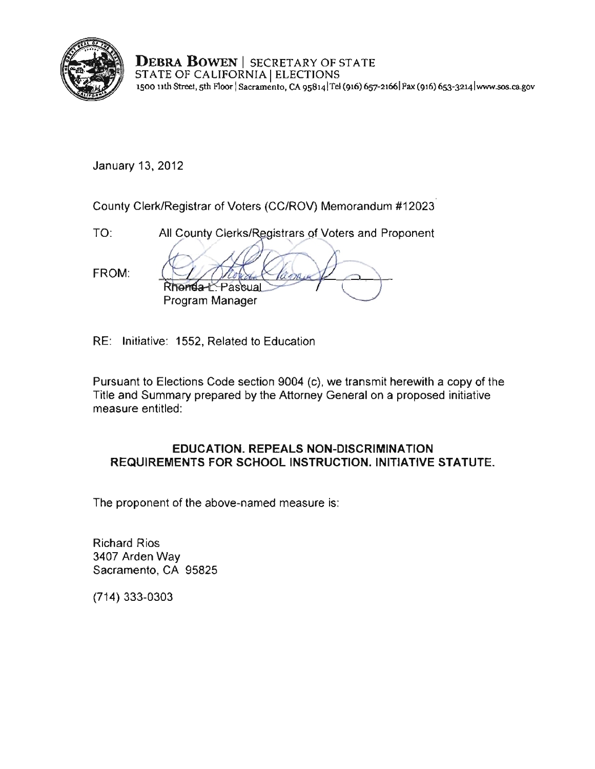**DEBRA BOWEN** | SECRETARY OF STATE
STATE OF CALIFORNIA | ELECTIONS
1500 11th Street, 5th Floor | Sacramento, CA 95814 | Tel (916) 657-2166 | Fax (916) 653-3214 | www.sos.ca.gov

January 13, 2012

County Clerk/Registrar of Voters (CC/ROV) Memorandum #12023

TO: All County Clerks/Registrars of Voters and Proponent

FROM: Rhonda L. Pascual
Program Manager

RE: Initiative: 1552, Related to Education

Pursuant to Elections Code section 9004 (c), we transmit herewith a copy of the Title and Summary prepared by the Attorney General on a proposed initiative measure entitled:

**EDUCATION. REPEALS NON-DISCRIMINATION REQUIREMENTS FOR SCHOOL INSTRUCTION. INITIATIVE STATUTE.**

The proponent of the above-named measure is:

Richard Rios
3407 Arden Way
Sacramento, CA 95825

(714) 333-0303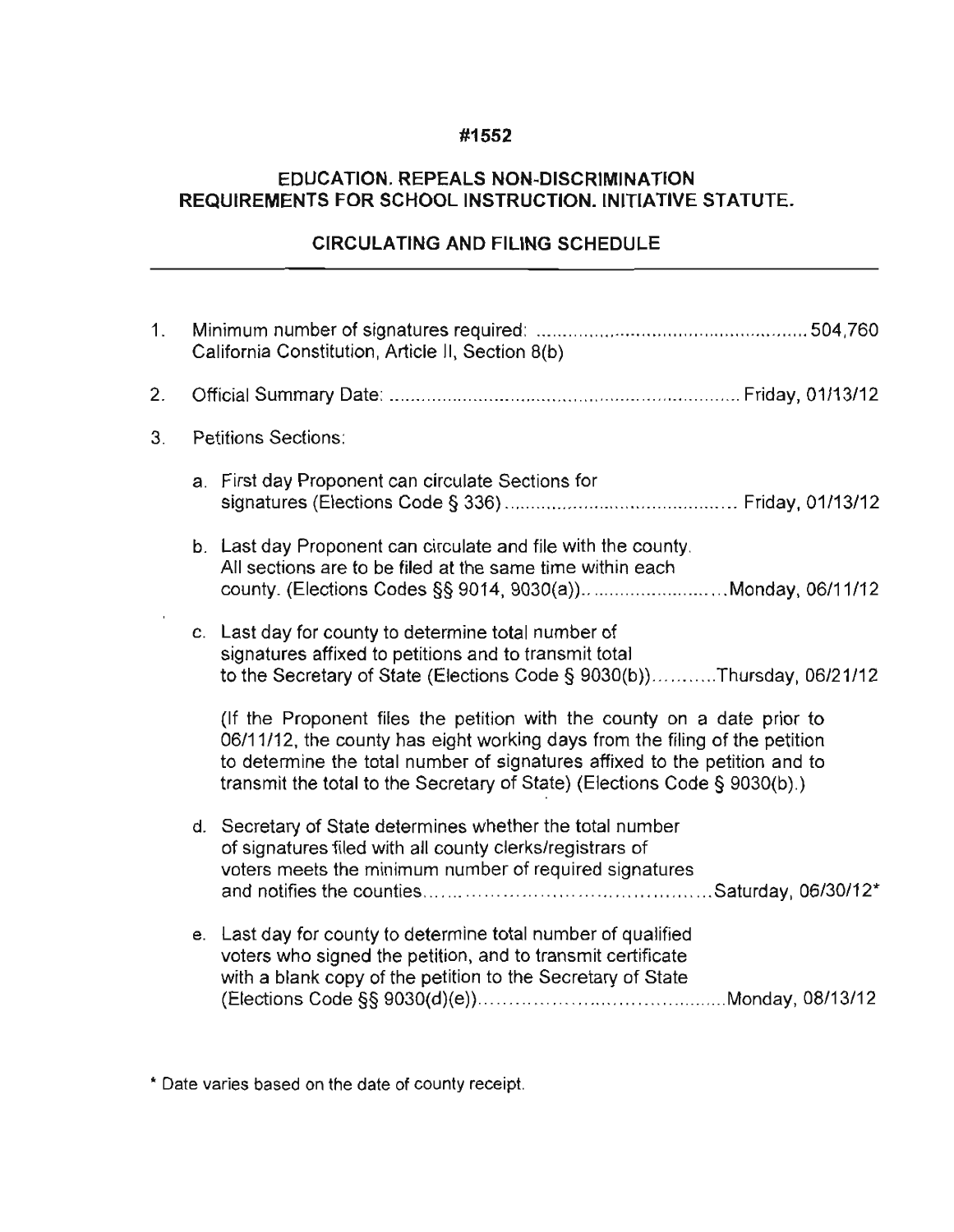**#1552**

**EDUCATION. REPEALS NON-DISCRIMINATION REQUIREMENTS FOR SCHOOL INSTRUCTION. INITIATIVE STATUTE.**

**CIRCULATING AND FILING SCHEDULE**

---

1. Minimum number of signatures required: .................................................. 504,760
   California Constitution, Article II, Section 8(b)

2. Official Summary Date: .................................................................. Friday, 01/13/12

3. Petitions Sections:

   a. First day Proponent can circulate Sections for signatures (Elections Code § 336) ............................................ Friday, 01/13/12

   b. Last day Proponent can circulate and file with the county. All sections are to be filed at the same time within each county. (Elections Codes §§ 9014, 9030(a)).. ........................ Monday, 06/11/12

   c. Last day for county to determine total number of signatures affixed to petitions and to transmit total to the Secretary of State (Elections Code § 9030(b)) ........... Thursday, 06/21/12

      (If the Proponent files the petition with the county on a date prior to 06/11/12, the county has eight working days from the filing of the petition to determine the total number of signatures affixed to the petition and to transmit the total to the Secretary of State) (Elections Code § 9030(b).)

   d. Secretary of State determines whether the total number of signatures filed with all county clerks/registrars of voters meets the minimum number of required signatures and notifies the counties ............................................ Saturday, 06/30/12*

   e. Last day for county to determine total number of qualified voters who signed the petition, and to transmit certificate with a blank copy of the petition to the Secretary of State (Elections Code §§ 9030(d)(e)) ............................................ Monday, 08/13/12

\* Date varies based on the date of county receipt.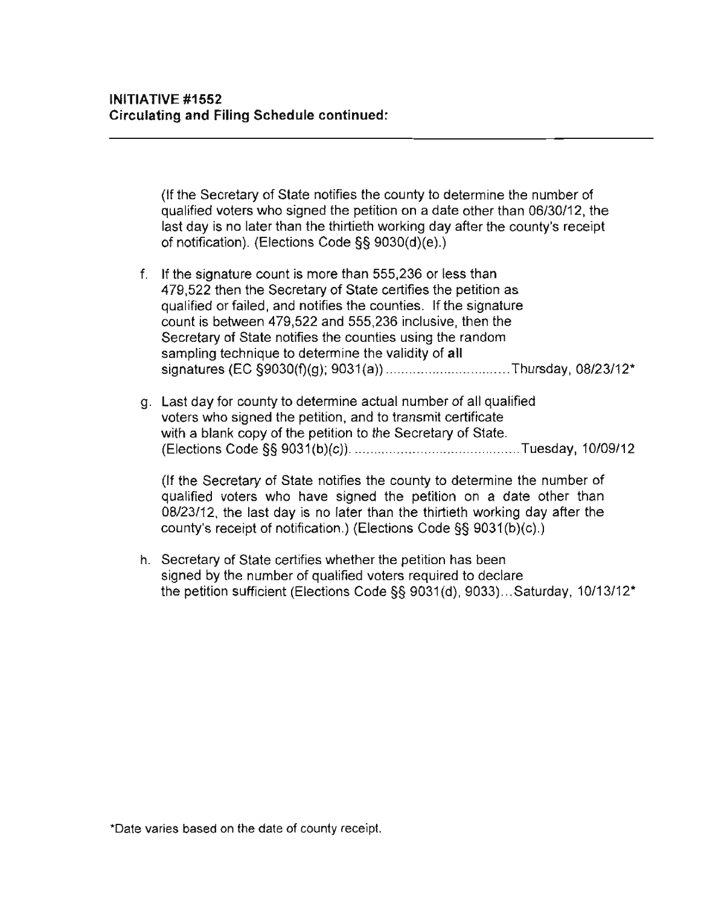**INITIATIVE #1552**
**Circulating and Filing Schedule continued:**

---

(If the Secretary of State notifies the county to determine the number of qualified voters who signed the petition on a date other than 06/30/12, the last day is no later than the thirtieth working day after the county's receipt of notification). (Elections Code §§ 9030(d)(e).)

f. If the signature count is more than 555,236 or less than 479,522 then the Secretary of State certifies the petition as qualified or failed, and notifies the counties. If the signature count is between 479,522 and 555,236 inclusive, then the Secretary of State notifies the counties using the random sampling technique to determine the validity of **all** signatures (EC §9030(f)(g); 9031(a)) ................................ Thursday, 08/23/12*

g. Last day for county to determine actual number of all qualified voters who signed the petition, and to transmit certificate with a blank copy of the petition to the Secretary of State. (Elections Code §§ 9031(b)(c)). ............................................ Tuesday, 10/09/12

   (If the Secretary of State notifies the county to determine the number of qualified voters who have signed the petition on a date other than 08/23/12, the last day is no later than the thirtieth working day after the county's receipt of notification.) (Elections Code §§ 9031(b)(c).)

h. Secretary of State certifies whether the petition has been signed by the number of qualified voters required to declare the petition sufficient (Elections Code §§ 9031(d), 9033)... Saturday, 10/13/12*

*Date varies based on the date of county receipt.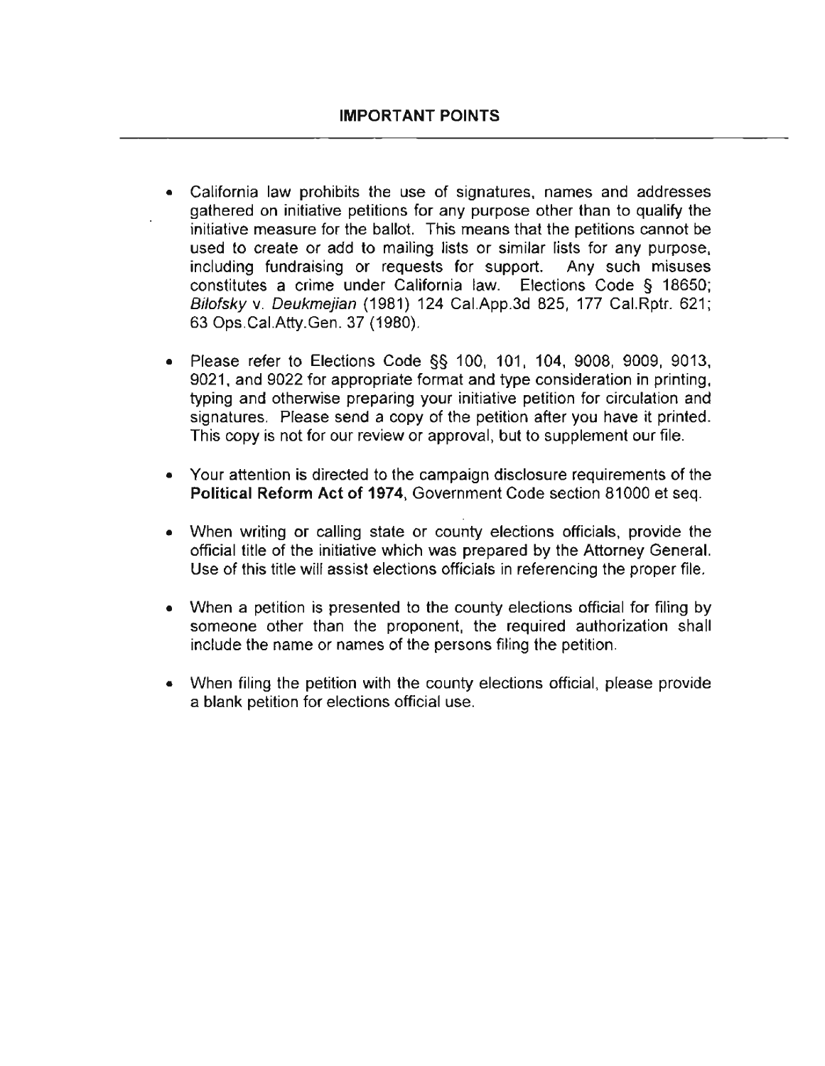## IMPORTANT POINTS

- California law prohibits the use of signatures, names and addresses gathered on initiative petitions for any purpose other than to qualify the initiative measure for the ballot. This means that the petitions cannot be used to create or add to mailing lists or similar lists for any purpose, including fundraising or requests for support. Any such misuses constitutes a crime under California law. Elections Code § 18650; *Bilofsky* v. *Deukmejian* (1981) 124 Cal.App.3d 825, 177 Cal.Rptr. 621; 63 Ops.Cal.Atty.Gen. 37 (1980).

- Please refer to Elections Code §§ 100, 101, 104, 9008, 9009, 9013, 9021, and 9022 for appropriate format and type consideration in printing, typing and otherwise preparing your initiative petition for circulation and signatures. Please send a copy of the petition after you have it printed. This copy is not for our review or approval, but to supplement our file.

- Your attention is directed to the campaign disclosure requirements of the **Political Reform Act of 1974**, Government Code section 81000 et seq.

- When writing or calling state or county elections officials, provide the official title of the initiative which was prepared by the Attorney General. Use of this title will assist elections officials in referencing the proper file.

- When a petition is presented to the county elections official for filing by someone other than the proponent, the required authorization shall include the name or names of the persons filing the petition.

- When filing the petition with the county elections official, please provide a blank petition for elections official use.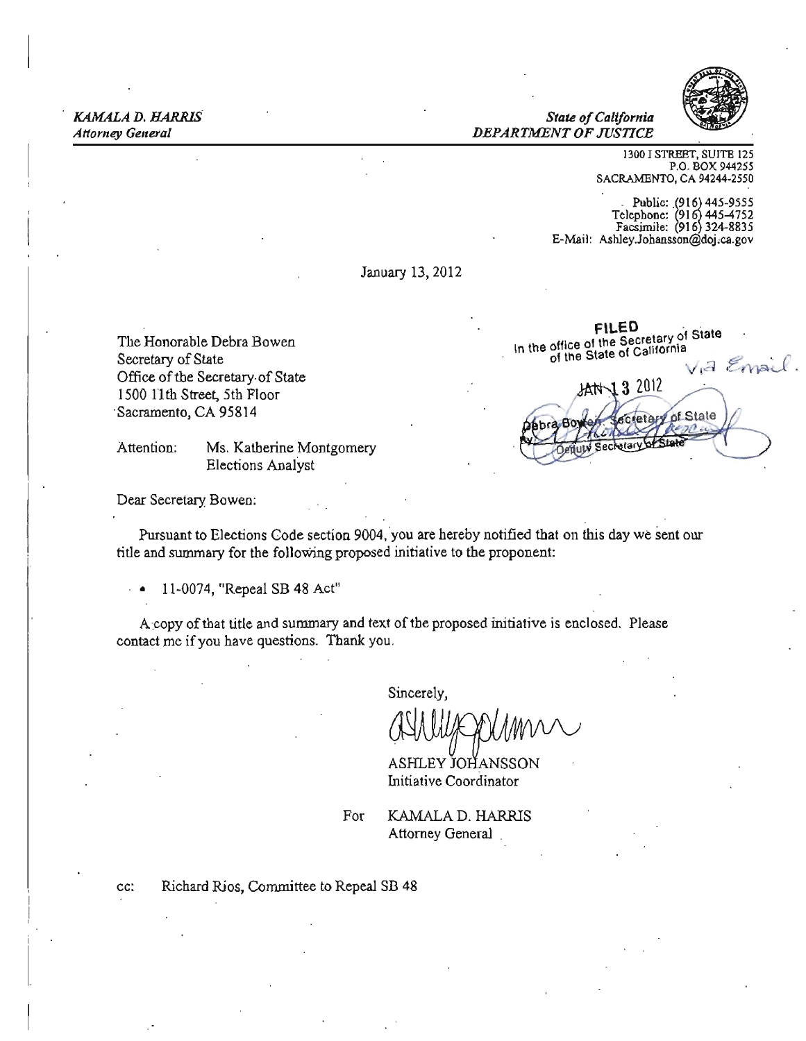*KAMALA D. HARRIS*
*Attorney General*

*State of California*
*DEPARTMENT OF JUSTICE*

1300 I STREET, SUITE 125
P.O. BOX 944255
SACRAMENTO, CA 94244-2550

Public: (916) 445-9555
Telephone: (916) 445-4752
Facsimile: (916) 324-8835
E-Mail: Ashley.Johansson@doj.ca.gov

January 13, 2012

The Honorable Debra Bowen
Secretary of State
Office of the Secretary of State
1500 11th Street, 5th Floor
Sacramento, CA 95814

FILED
In the office of the Secretary of State
of the State of California
Via Email.
JAN 13 2012
Debra Bowen, Secretary of State
By Deputy Secretary of State

Attention: Ms. Katherine Montgomery
Elections Analyst

Dear Secretary Bowen:

Pursuant to Elections Code section 9004, you are hereby notified that on this day we sent our title and summary for the following proposed initiative to the proponent:

- 11-0074, "Repeal SB 48 Act"

A copy of that title and summary and text of the proposed initiative is enclosed. Please contact me if you have questions. Thank you.

Sincerely,

ASHLEY JOHANSSON
Initiative Coordinator

For KAMALA D. HARRIS
Attorney General

cc: Richard Rios, Committee to Repeal SB 48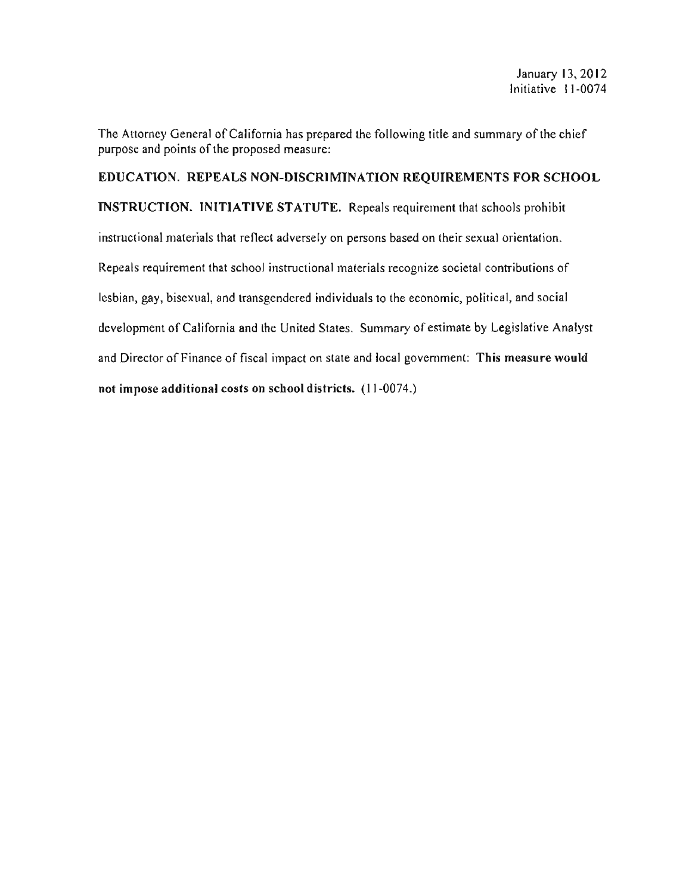January 13, 2012
Initiative 11-0074

The Attorney General of California has prepared the following title and summary of the chief purpose and points of the proposed measure:

**EDUCATION. REPEALS NON-DISCRIMINATION REQUIREMENTS FOR SCHOOL INSTRUCTION. INITIATIVE STATUTE.** Repeals requirement that schools prohibit instructional materials that reflect adversely on persons based on their sexual orientation. Repeals requirement that school instructional materials recognize societal contributions of lesbian, gay, bisexual, and transgendered individuals to the economic, political, and social development of California and the United States. Summary of estimate by Legislative Analyst and Director of Finance of fiscal impact on state and local government: **This measure would not impose additional costs on school districts.** (11-0074.)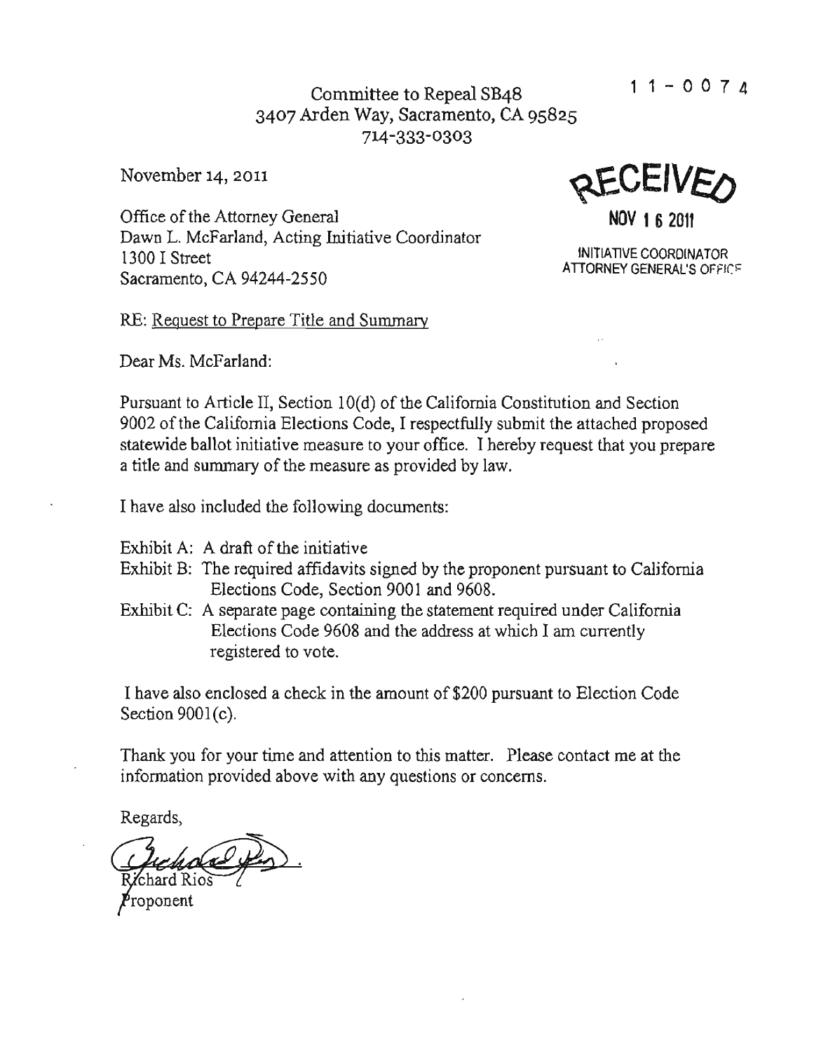11-0074

Committee to Repeal SB48
3407 Arden Way, Sacramento, CA 95825
714-333-0303

November 14, 2011

RECEIVED
NOV 16 2011
INITIATIVE COORDINATOR
ATTORNEY GENERAL'S OFFICE

Office of the Attorney General
Dawn L. McFarland, Acting Initiative Coordinator
1300 I Street
Sacramento, CA 94244-2550

RE: Request to Prepare Title and Summary

Dear Ms. McFarland:

Pursuant to Article II, Section 10(d) of the California Constitution and Section 9002 of the California Elections Code, I respectfully submit the attached proposed statewide ballot initiative measure to your office. I hereby request that you prepare a title and summary of the measure as provided by law.

I have also included the following documents:

- Exhibit A: A draft of the initiative
- Exhibit B: The required affidavits signed by the proponent pursuant to California Elections Code, Section 9001 and 9608.
- Exhibit C: A separate page containing the statement required under California Elections Code 9608 and the address at which I am currently registered to vote.

I have also enclosed a check in the amount of $200 pursuant to Election Code Section 9001(c).

Thank you for your time and attention to this matter. Please contact me at the information provided above with any questions or concerns.

Regards,

Richard Rios
Proponent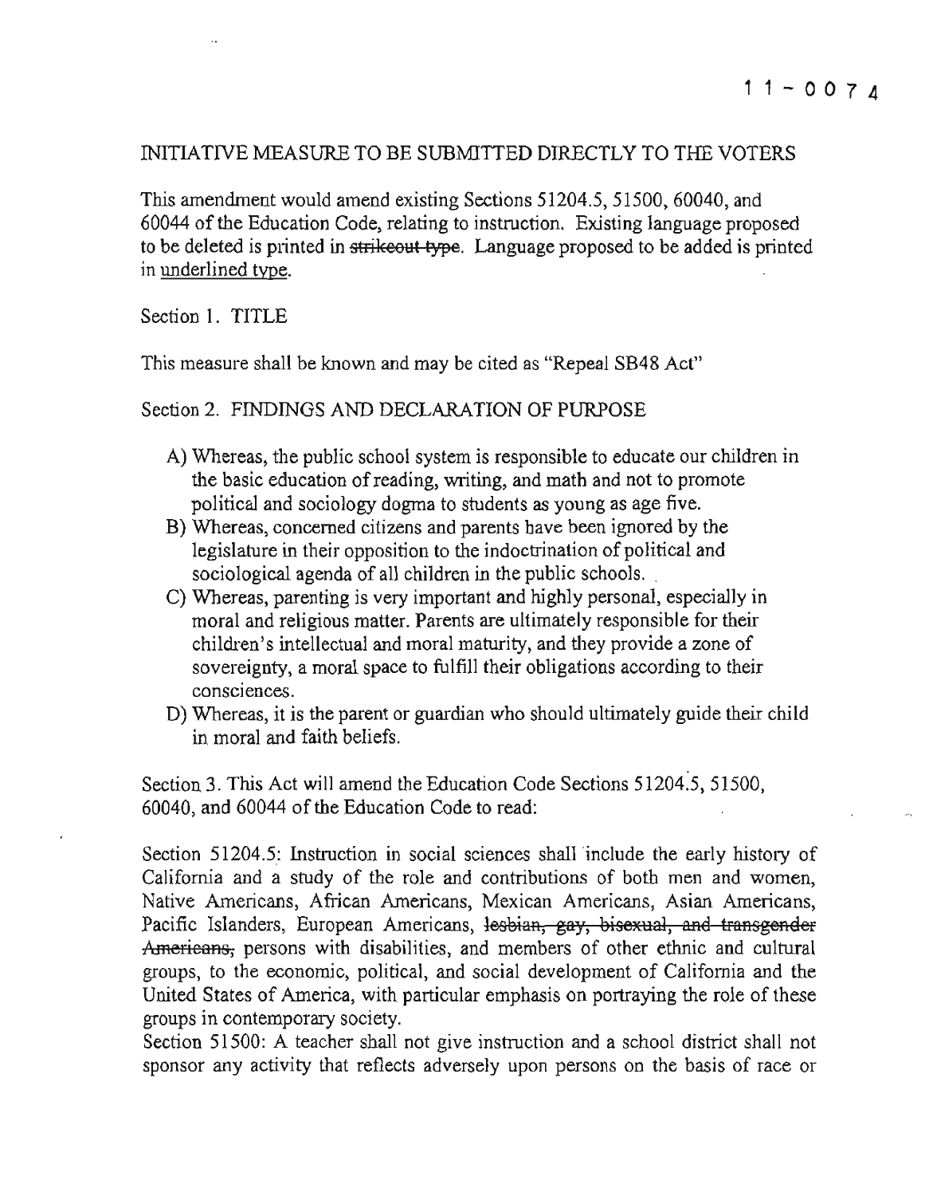11-0074

INITIATIVE MEASURE TO BE SUBMITTED DIRECTLY TO THE VOTERS

This amendment would amend existing Sections 51204.5, 51500, 60040, and 60044 of the Education Code, relating to instruction. Existing language proposed to be deleted is printed in ~~strikeout type~~. Language proposed to be added is printed in <u>underlined type</u>.

Section 1. TITLE

This measure shall be known and may be cited as "Repeal SB48 Act"

Section 2. FINDINGS AND DECLARATION OF PURPOSE

A) Whereas, the public school system is responsible to educate our children in the basic education of reading, writing, and math and not to promote political and sociology dogma to students as young as age five.
B) Whereas, concerned citizens and parents have been ignored by the legislature in their opposition to the indoctrination of political and sociological agenda of all children in the public schools.
C) Whereas, parenting is very important and highly personal, especially in moral and religious matter. Parents are ultimately responsible for their children's intellectual and moral maturity, and they provide a zone of sovereignty, a moral space to fulfill their obligations according to their consciences.
D) Whereas, it is the parent or guardian who should ultimately guide their child in moral and faith beliefs.

Section 3. This Act will amend the Education Code Sections 51204.5, 51500, 60040, and 60044 of the Education Code to read:

Section 51204.5: Instruction in social sciences shall include the early history of California and a study of the role and contributions of both men and women, Native Americans, African Americans, Mexican Americans, Asian Americans, Pacific Islanders, European Americans, ~~lesbian, gay, bisexual, and transgender Americans,~~ persons with disabilities, and members of other ethnic and cultural groups, to the economic, political, and social development of California and the United States of America, with particular emphasis on portraying the role of these groups in contemporary society.

Section 51500: A teacher shall not give instruction and a school district shall not sponsor any activity that reflects adversely upon persons on the basis of race or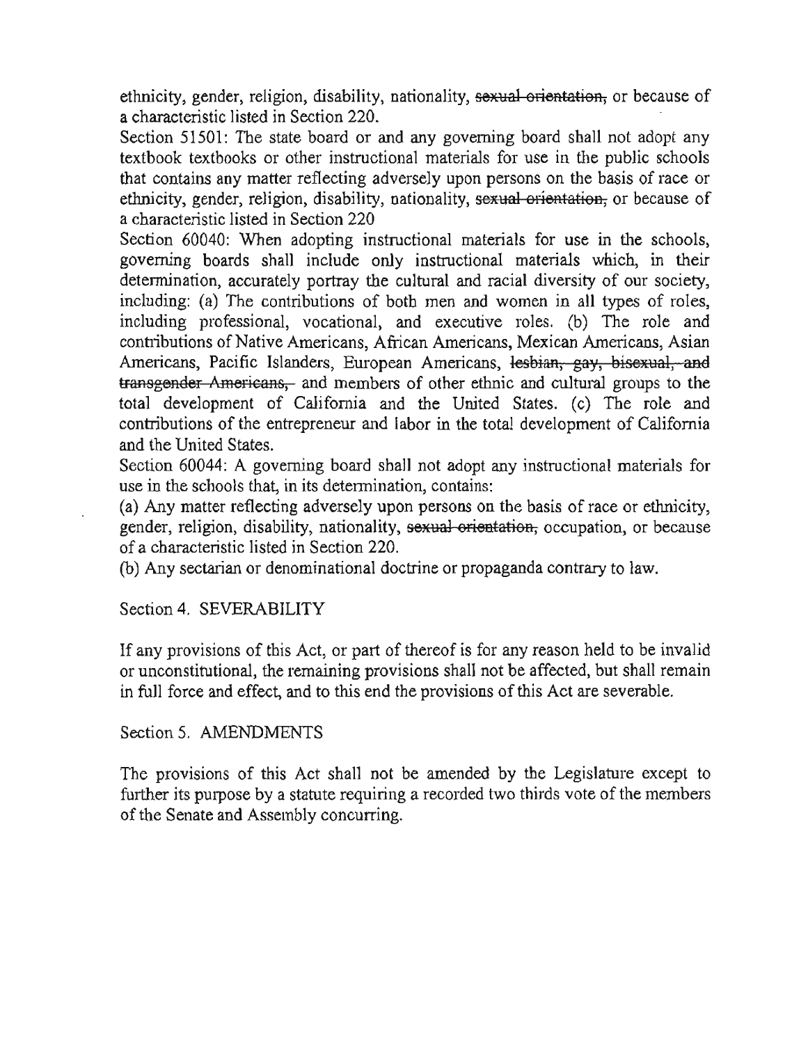ethnicity, gender, religion, disability, nationality, ~~sexual orientation,~~ or because of a characteristic listed in Section 220.

Section 51501: The state board or and any governing board shall not adopt any textbook textbooks or other instructional materials for use in the public schools that contains any matter reflecting adversely upon persons on the basis of race or ethnicity, gender, religion, disability, nationality, ~~sexual orientation,~~ or because of a characteristic listed in Section 220

Section 60040: When adopting instructional materials for use in the schools, governing boards shall include only instructional materials which, in their determination, accurately portray the cultural and racial diversity of our society, including: (a) The contributions of both men and women in all types of roles, including professional, vocational, and executive roles. (b) The role and contributions of Native Americans, African Americans, Mexican Americans, Asian Americans, Pacific Islanders, European Americans, ~~lesbian, gay, bisexual, and transgender Americans,~~ and members of other ethnic and cultural groups to the total development of California and the United States. (c) The role and contributions of the entrepreneur and labor in the total development of California and the United States.

Section 60044: A governing board shall not adopt any instructional materials for use in the schools that, in its determination, contains:

(a) Any matter reflecting adversely upon persons on the basis of race or ethnicity, gender, religion, disability, nationality, ~~sexual orientation,~~ occupation, or because of a characteristic listed in Section 220.

(b) Any sectarian or denominational doctrine or propaganda contrary to law.

Section 4. SEVERABILITY

If any provisions of this Act, or part of thereof is for any reason held to be invalid or unconstitutional, the remaining provisions shall not be affected, but shall remain in full force and effect, and to this end the provisions of this Act are severable.

Section 5. AMENDMENTS

The provisions of this Act shall not be amended by the Legislature except to further its purpose by a statute requiring a recorded two thirds vote of the members of the Senate and Assembly concurring.